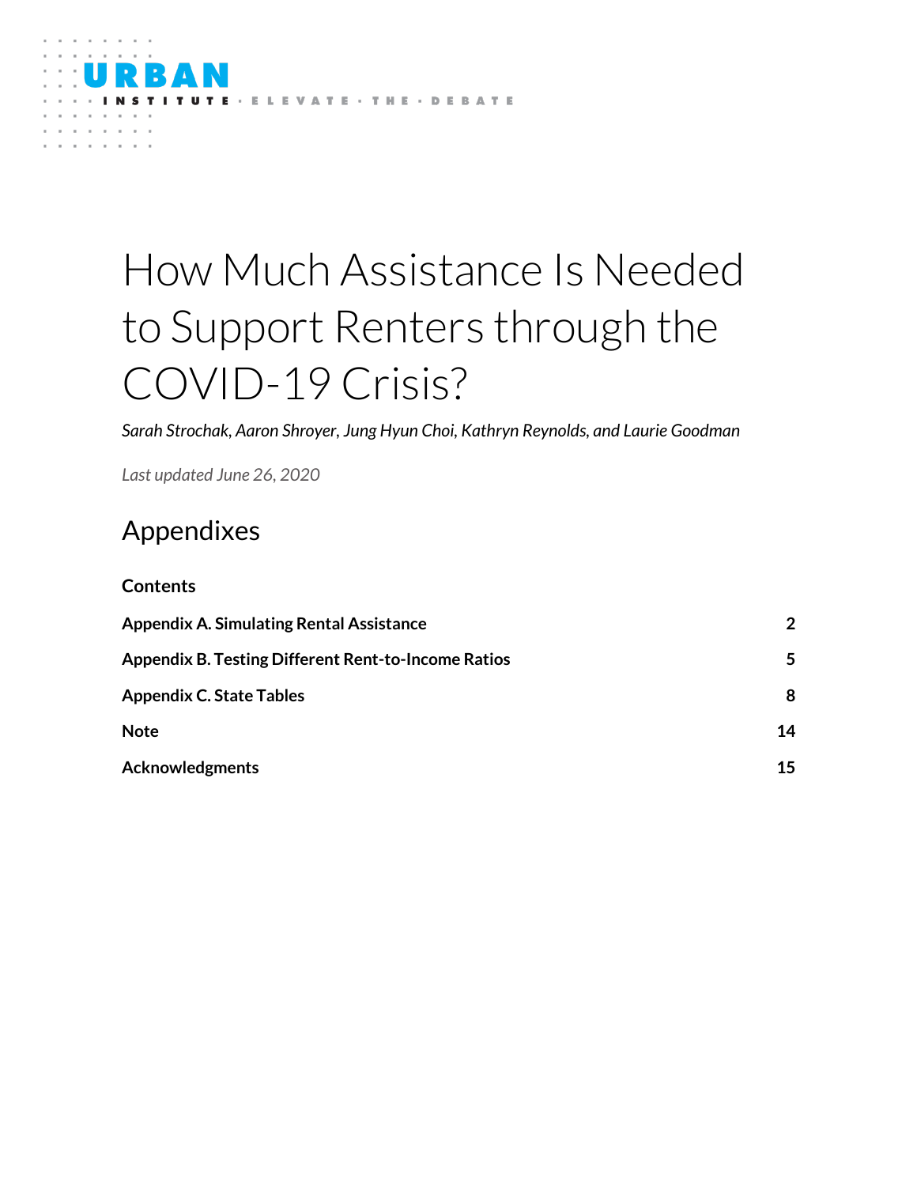URBAN INSTITUTE · ELEVATE · THE · DEBATE

# How Much Assistance Is Needed to Support Renters through the COVID-19 Crisis?

*Sarah Strochak, Aaron Shroyer, Jung Hyun Choi, Kathryn Reynolds, and Laurie Goodman*

*Last updated June 26, 2020*

## Appendixes

**Contents**

| | |
|---|---|
| **Appendix A. Simulating Rental Assistance** | **2** |
| **Appendix B. Testing Different Rent-to-Income Ratios** | **5** |
| **Appendix C. State Tables** | **8** |
| **Note** | **14** |
| **Acknowledgments** | **15** |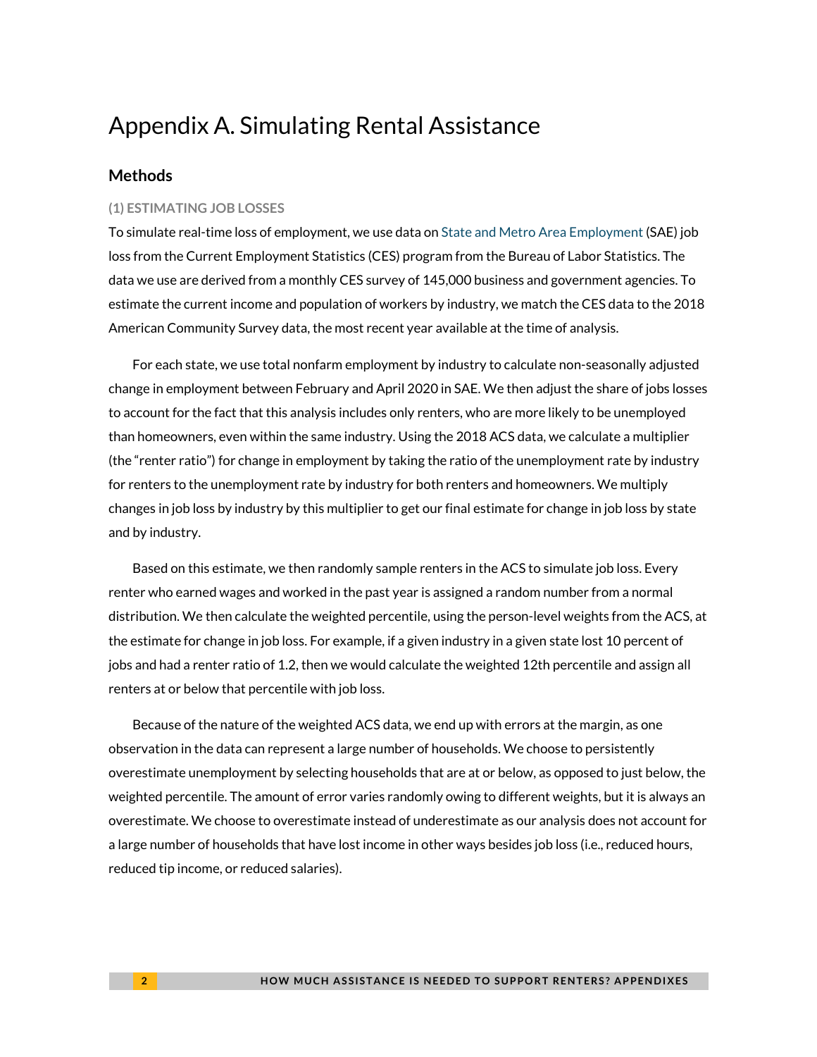# Appendix A. Simulating Rental Assistance

## Methods

### (1) ESTIMATING JOB LOSSES

To simulate real-time loss of employment, we use data on State and Metro Area Employment (SAE) job loss from the Current Employment Statistics (CES) program from the Bureau of Labor Statistics. The data we use are derived from a monthly CES survey of 145,000 business and government agencies. To estimate the current income and population of workers by industry, we match the CES data to the 2018 American Community Survey data, the most recent year available at the time of analysis.

For each state, we use total nonfarm employment by industry to calculate non-seasonally adjusted change in employment between February and April 2020 in SAE. We then adjust the share of jobs losses to account for the fact that this analysis includes only renters, who are more likely to be unemployed than homeowners, even within the same industry. Using the 2018 ACS data, we calculate a multiplier (the "renter ratio") for change in employment by taking the ratio of the unemployment rate by industry for renters to the unemployment rate by industry for both renters and homeowners. We multiply changes in job loss by industry by this multiplier to get our final estimate for change in job loss by state and by industry.

Based on this estimate, we then randomly sample renters in the ACS to simulate job loss. Every renter who earned wages and worked in the past year is assigned a random number from a normal distribution. We then calculate the weighted percentile, using the person-level weights from the ACS, at the estimate for change in job loss. For example, if a given industry in a given state lost 10 percent of jobs and had a renter ratio of 1.2, then we would calculate the weighted 12th percentile and assign all renters at or below that percentile with job loss.

Because of the nature of the weighted ACS data, we end up with errors at the margin, as one observation in the data can represent a large number of households. We choose to persistently overestimate unemployment by selecting households that are at or below, as opposed to just below, the weighted percentile. The amount of error varies randomly owing to different weights, but it is always an overestimate. We choose to overestimate instead of underestimate as our analysis does not account for a large number of households that have lost income in other ways besides job loss (i.e., reduced hours, reduced tip income, or reduced salaries).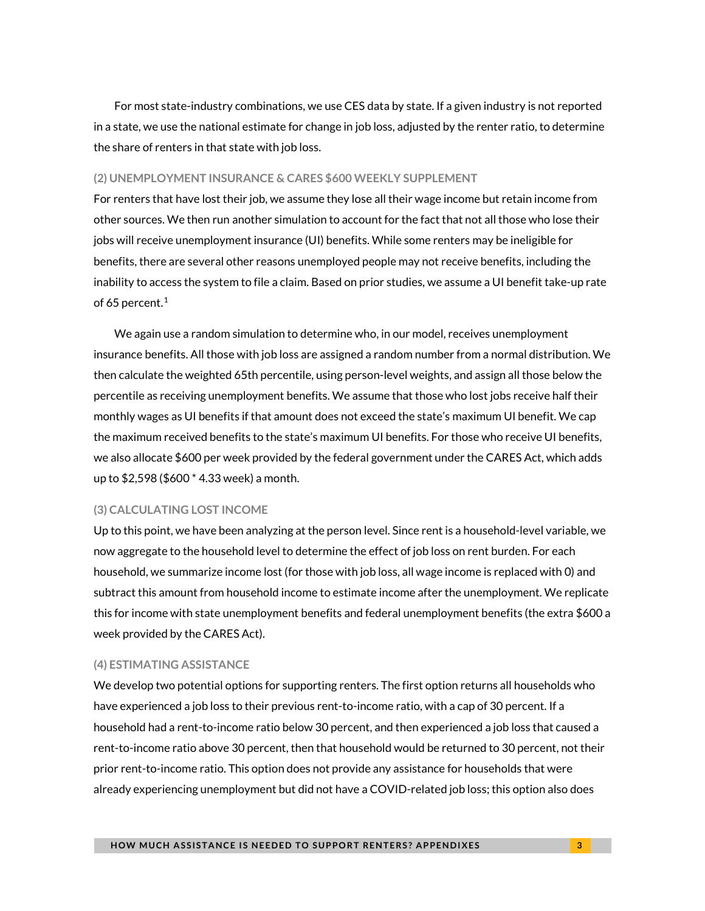For most state-industry combinations, we use CES data by state. If a given industry is not reported in a state, we use the national estimate for change in job loss, adjusted by the renter ratio, to determine the share of renters in that state with job loss.

### (2) UNEMPLOYMENT INSURANCE & CARES $600 WEEKLY SUPPLEMENT

For renters that have lost their job, we assume they lose all their wage income but retain income from other sources. We then run another simulation to account for the fact that not all those who lose their jobs will receive unemployment insurance (UI) benefits. While some renters may be ineligible for benefits, there are several other reasons unemployed people may not receive benefits, including the inability to access the system to file a claim. Based on prior studies, we assume a UI benefit take-up rate of 65 percent.[1]

We again use a random simulation to determine who, in our model, receives unemployment insurance benefits. All those with job loss are assigned a random number from a normal distribution. We then calculate the weighted 65th percentile, using person-level weights, and assign all those below the percentile as receiving unemployment benefits. We assume that those who lost jobs receive half their monthly wages as UI benefits if that amount does not exceed the state's maximum UI benefit. We cap the maximum received benefits to the state's maximum UI benefits. For those who receive UI benefits, we also allocate $600 per week provided by the federal government under the CARES Act, which adds up to $2,598 ($600 * 4.33 week) a month.

### (3) CALCULATING LOST INCOME

Up to this point, we have been analyzing at the person level. Since rent is a household-level variable, we now aggregate to the household level to determine the effect of job loss on rent burden. For each household, we summarize income lost (for those with job loss, all wage income is replaced with 0) and subtract this amount from household income to estimate income after the unemployment. We replicate this for income with state unemployment benefits and federal unemployment benefits (the extra $600 a week provided by the CARES Act).

### (4) ESTIMATING ASSISTANCE

We develop two potential options for supporting renters. The first option returns all households who have experienced a job loss to their previous rent-to-income ratio, with a cap of 30 percent. If a household had a rent-to-income ratio below 30 percent, and then experienced a job loss that caused a rent-to-income ratio above 30 percent, then that household would be returned to 30 percent, not their prior rent-to-income ratio. This option does not provide any assistance for households that were already experiencing unemployment but did not have a COVID-related job loss; this option also does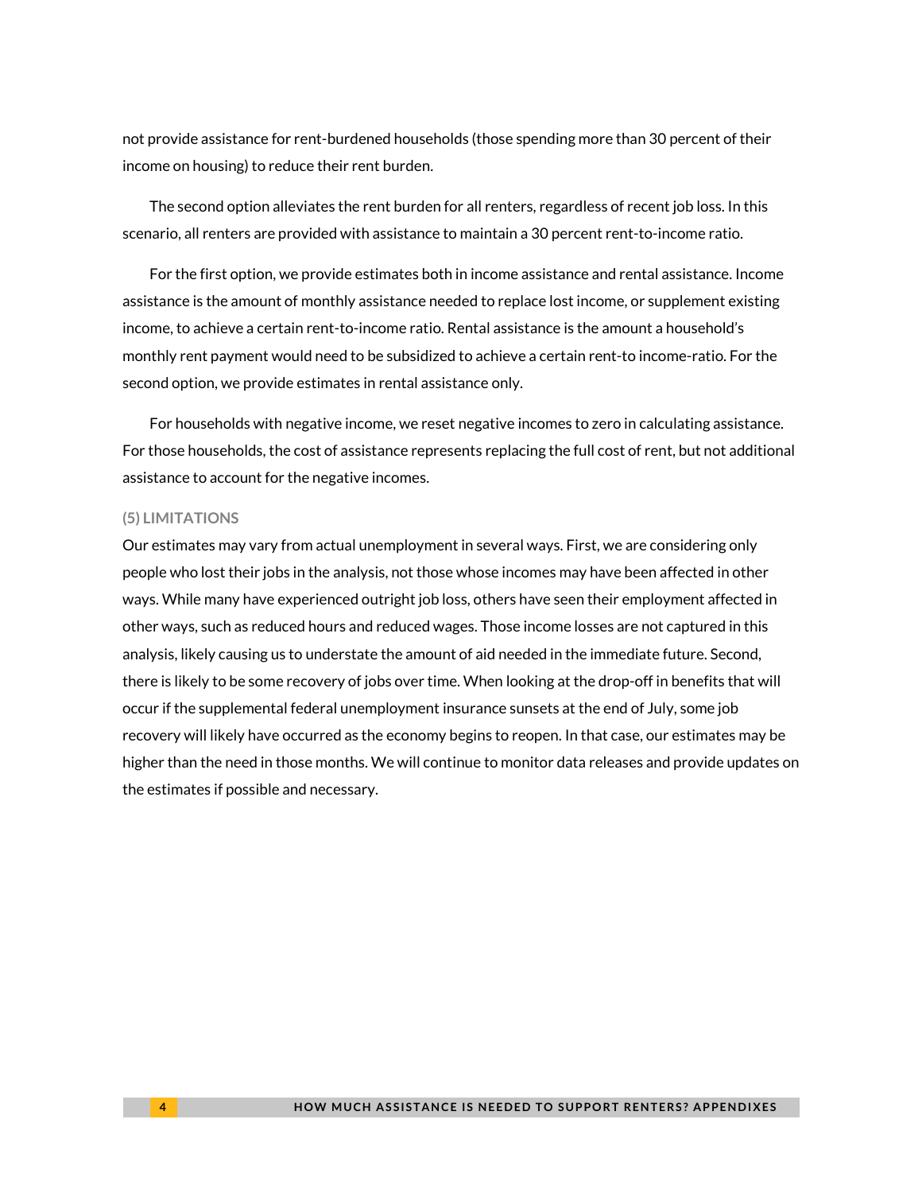not provide assistance for rent-burdened households (those spending more than 30 percent of their income on housing) to reduce their rent burden.

The second option alleviates the rent burden for all renters, regardless of recent job loss. In this scenario, all renters are provided with assistance to maintain a 30 percent rent-to-income ratio.

For the first option, we provide estimates both in income assistance and rental assistance. Income assistance is the amount of monthly assistance needed to replace lost income, or supplement existing income, to achieve a certain rent-to-income ratio. Rental assistance is the amount a household's monthly rent payment would need to be subsidized to achieve a certain rent-to income-ratio. For the second option, we provide estimates in rental assistance only.

For households with negative income, we reset negative incomes to zero in calculating assistance. For those households, the cost of assistance represents replacing the full cost of rent, but not additional assistance to account for the negative incomes.

### (5) LIMITATIONS

Our estimates may vary from actual unemployment in several ways. First, we are considering only people who lost their jobs in the analysis, not those whose incomes may have been affected in other ways. While many have experienced outright job loss, others have seen their employment affected in other ways, such as reduced hours and reduced wages. Those income losses are not captured in this analysis, likely causing us to understate the amount of aid needed in the immediate future. Second, there is likely to be some recovery of jobs over time. When looking at the drop-off in benefits that will occur if the supplemental federal unemployment insurance sunsets at the end of July, some job recovery will likely have occurred as the economy begins to reopen. In that case, our estimates may be higher than the need in those months. We will continue to monitor data releases and provide updates on the estimates if possible and necessary.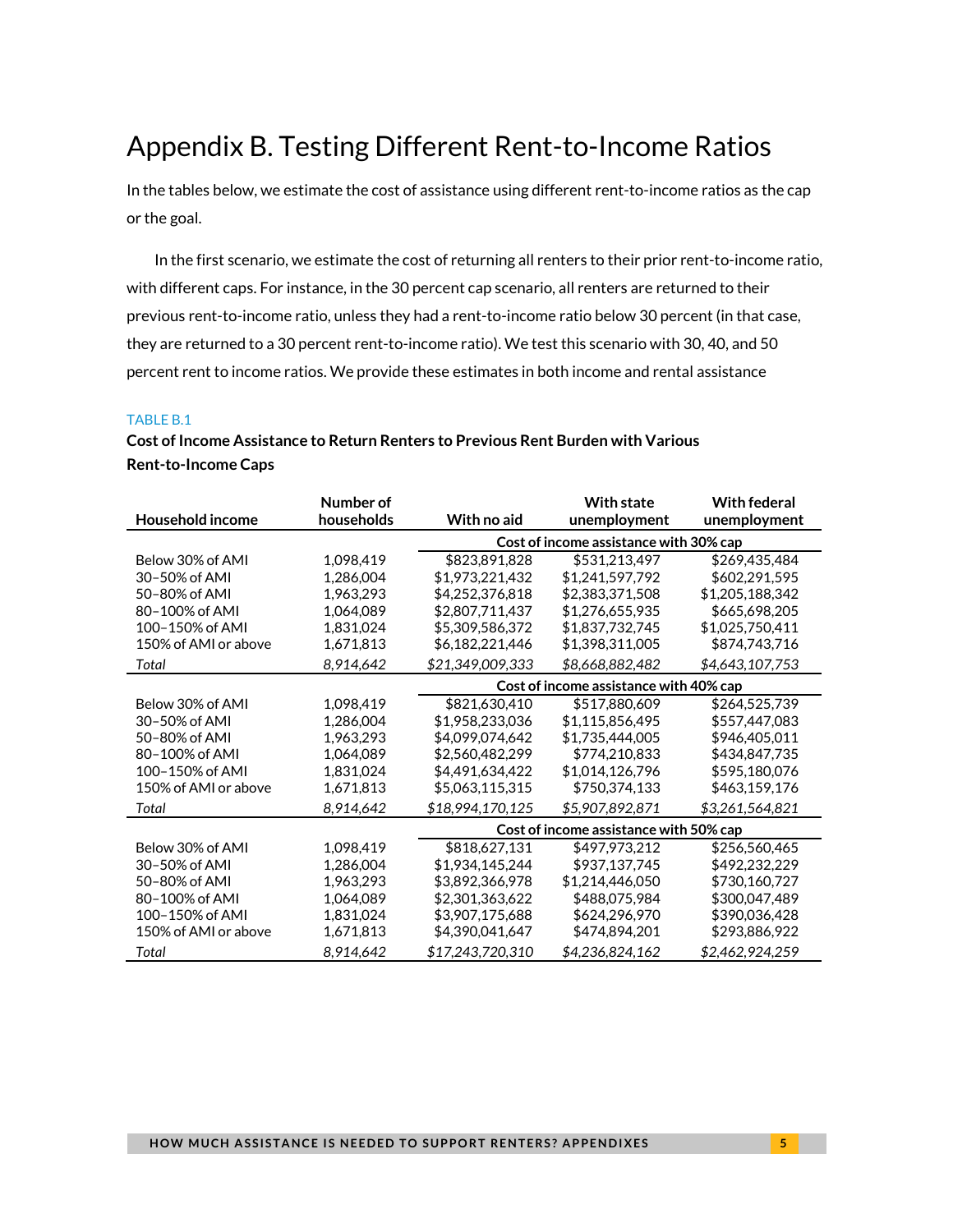# Appendix B. Testing Different Rent-to-Income Ratios

In the tables below, we estimate the cost of assistance using different rent-to-income ratios as the cap or the goal.

In the first scenario, we estimate the cost of returning all renters to their prior rent-to-income ratio, with different caps. For instance, in the 30 percent cap scenario, all renters are returned to their previous rent-to-income ratio, unless they had a rent-to-income ratio below 30 percent (in that case, they are returned to a 30 percent rent-to-income ratio). We test this scenario with 30, 40, and 50 percent rent to income ratios. We provide these estimates in both income and rental assistance

TABLE B.1

**Cost of Income Assistance to Return Renters to Previous Rent Burden with Various Rent-to-Income Caps**

| Household income | Number of households | With no aid | With state unemployment | With federal unemployment |
|---|---|---|---|---|
| | | **Cost of income assistance with 30% cap** | | |
| Below 30% of AMI | 1,098,419 | $823,891,828 | $531,213,497 | $269,435,484 |
| 30–50% of AMI | 1,286,004 | $1,973,221,432 | $1,241,597,792 | $602,291,595 |
| 50–80% of AMI | 1,963,293 | $4,252,376,818 | $2,383,371,508 | $1,205,188,342 |
| 80–100% of AMI | 1,064,089 | $2,807,711,437 | $1,276,655,935 | $665,698,205 |
| 100–150% of AMI | 1,831,024 | $5,309,586,372 | $1,837,732,745 | $1,025,750,411 |
| 150% of AMI or above | 1,671,813 | $6,182,221,446 | $1,398,311,005 | $874,743,716 |
| *Total* | *8,914,642* | *$21,349,009,333* | *$8,668,882,482* | *$4,643,107,753* |
| | | **Cost of income assistance with 40% cap** | | |
| Below 30% of AMI | 1,098,419 | $821,630,410 | $517,880,609 | $264,525,739 |
| 30–50% of AMI | 1,286,004 | $1,958,233,036 | $1,115,856,495 | $557,447,083 |
| 50–80% of AMI | 1,963,293 | $4,099,074,642 | $1,735,444,005 | $946,405,011 |
| 80–100% of AMI | 1,064,089 | $2,560,482,299 | $774,210,833 | $434,847,735 |
| 100–150% of AMI | 1,831,024 | $4,491,634,422 | $1,014,126,796 | $595,180,076 |
| 150% of AMI or above | 1,671,813 | $5,063,115,315 | $750,374,133 | $463,159,176 |
| *Total* | *8,914,642* | *$18,994,170,125* | *$5,907,892,871* | *$3,261,564,821* |
| | | **Cost of income assistance with 50% cap** | | |
| Below 30% of AMI | 1,098,419 | $818,627,131 | $497,973,212 | $256,560,465 |
| 30–50% of AMI | 1,286,004 | $1,934,145,244 | $937,137,745 | $492,232,229 |
| 50–80% of AMI | 1,963,293 | $3,892,366,978 | $1,214,446,050 | $730,160,727 |
| 80–100% of AMI | 1,064,089 | $2,301,363,622 | $488,075,984 | $300,047,489 |
| 100–150% of AMI | 1,831,024 | $3,907,175,688 | $624,296,970 | $390,036,428 |
| 150% of AMI or above | 1,671,813 | $4,390,041,647 | $474,894,201 | $293,886,922 |
| *Total* | *8,914,642* | *$17,243,720,310* | *$4,236,824,162* | *$2,462,924,259* |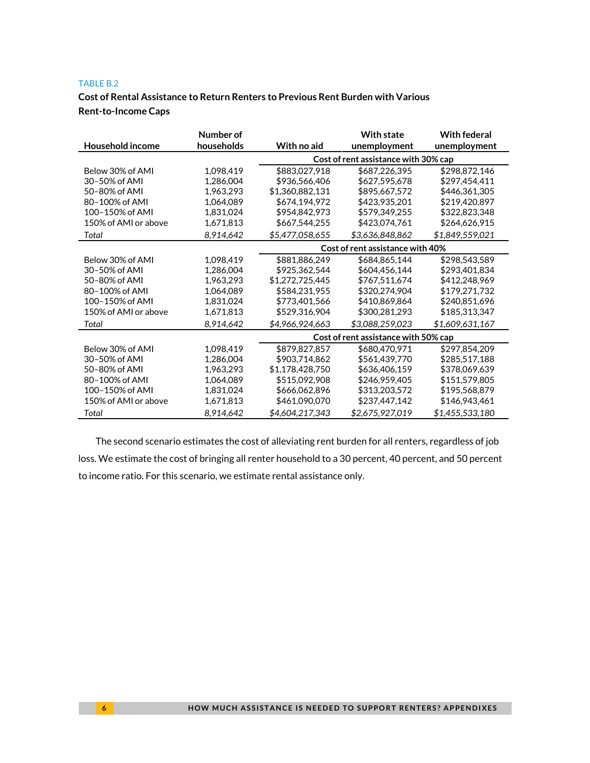TABLE B.2

**Cost of Rental Assistance to Return Renters to Previous Rent Burden with Various Rent-to-Income Caps**

| Household income | Number of households | With no aid | With state unemployment | With federal unemployment |
|---|---|---|---|---|
| | | Cost of rent assistance with 30% cap | | |
| Below 30% of AMI | 1,098,419 | $883,027,918 | $687,226,395 | $298,872,146 |
| 30–50% of AMI | 1,286,004 | $936,566,406 | $627,595,678 | $297,454,411 |
| 50–80% of AMI | 1,963,293 | $1,360,882,131 | $895,667,572 | $446,361,305 |
| 80–100% of AMI | 1,064,089 | $674,194,972 | $423,935,201 | $219,420,897 |
| 100–150% of AMI | 1,831,024 | $954,842,973 | $579,349,255 | $322,823,348 |
| 150% of AMI or above | 1,671,813 | $667,544,255 | $423,074,761 | $264,626,915 |
| *Total* | *8,914,642* | *$5,477,058,655* | *$3,636,848,862* | *$1,849,559,021* |
| | | Cost of rent assistance with 40% | | |
| Below 30% of AMI | 1,098,419 | $881,886,249 | $684,865,144 | $298,543,589 |
| 30–50% of AMI | 1,286,004 | $925,362,544 | $604,456,144 | $293,401,834 |
| 50–80% of AMI | 1,963,293 | $1,272,725,445 | $767,511,674 | $412,248,969 |
| 80–100% of AMI | 1,064,089 | $584,231,955 | $320,274,904 | $179,271,732 |
| 100–150% of AMI | 1,831,024 | $773,401,566 | $410,869,864 | $240,851,696 |
| 150% of AMI or above | 1,671,813 | $529,316,904 | $300,281,293 | $185,313,347 |
| *Total* | *8,914,642* | *$4,966,924,663* | *$3,088,259,023* | *$1,609,631,167* |
| | | Cost of rent assistance with 50% cap | | |
| Below 30% of AMI | 1,098,419 | $879,827,857 | $680,470,971 | $297,854,209 |
| 30–50% of AMI | 1,286,004 | $903,714,862 | $561,439,770 | $285,517,188 |
| 50–80% of AMI | 1,963,293 | $1,178,428,750 | $636,406,159 | $378,069,639 |
| 80–100% of AMI | 1,064,089 | $515,092,908 | $246,959,405 | $151,579,805 |
| 100–150% of AMI | 1,831,024 | $666,062,896 | $313,203,572 | $195,568,879 |
| 150% of AMI or above | 1,671,813 | $461,090,070 | $237,447,142 | $146,943,461 |
| *Total* | *8,914,642* | *$4,604,217,343* | *$2,675,927,019* | *$1,455,533,180* |

The second scenario estimates the cost of alleviating rent burden for all renters, regardless of job loss. We estimate the cost of bringing all renter household to a 30 percent, 40 percent, and 50 percent to income ratio. For this scenario, we estimate rental assistance only.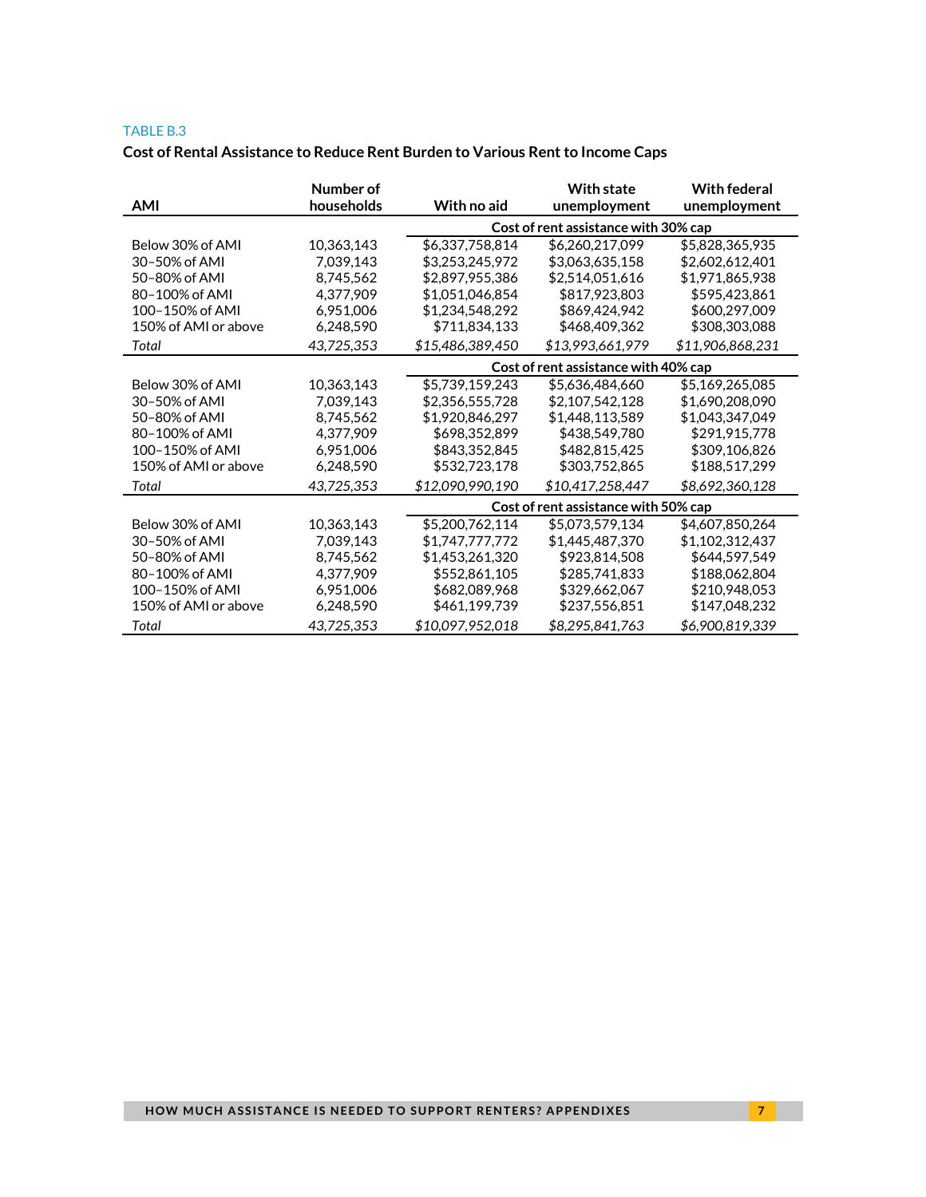TABLE B.3

**Cost of Rental Assistance to Reduce Rent Burden to Various Rent to Income Caps**

| AMI | Number of households | With no aid | With state unemployment | With federal unemployment |
|---|---|---|---|---|
| | | **Cost of rent assistance with 30% cap** | | |
| Below 30% of AMI | 10,363,143 | $6,337,758,814 | $6,260,217,099 | $5,828,365,935 |
| 30–50% of AMI | 7,039,143 | $3,253,245,972 | $3,063,635,158 | $2,602,612,401 |
| 50–80% of AMI | 8,745,562 | $2,897,955,386 | $2,514,051,616 | $1,971,865,938 |
| 80–100% of AMI | 4,377,909 | $1,051,046,854 | $817,923,803 | $595,423,861 |
| 100–150% of AMI | 6,951,006 | $1,234,548,292 | $869,424,942 | $600,297,009 |
| 150% of AMI or above | 6,248,590 | $711,834,133 | $468,409,362 | $308,303,088 |
| *Total* | *43,725,353* | *$15,486,389,450* | *$13,993,661,979* | *$11,906,868,231* |
| | | **Cost of rent assistance with 40% cap** | | |
| Below 30% of AMI | 10,363,143 | $5,739,159,243 | $5,636,484,660 | $5,169,265,085 |
| 30–50% of AMI | 7,039,143 | $2,356,555,728 | $2,107,542,128 | $1,690,208,090 |
| 50–80% of AMI | 8,745,562 | $1,920,846,297 | $1,448,113,589 | $1,043,347,049 |
| 80–100% of AMI | 4,377,909 | $698,352,899 | $438,549,780 | $291,915,778 |
| 100–150% of AMI | 6,951,006 | $843,352,845 | $482,815,425 | $309,106,826 |
| 150% of AMI or above | 6,248,590 | $532,723,178 | $303,752,865 | $188,517,299 |
| *Total* | *43,725,353* | *$12,090,990,190* | *$10,417,258,447* | *$8,692,360,128* |
| | | **Cost of rent assistance with 50% cap** | | |
| Below 30% of AMI | 10,363,143 | $5,200,762,114 | $5,073,579,134 | $4,607,850,264 |
| 30–50% of AMI | 7,039,143 | $1,747,777,772 | $1,445,487,370 | $1,102,312,437 |
| 50–80% of AMI | 8,745,562 | $1,453,261,320 | $923,814,508 | $644,597,549 |
| 80–100% of AMI | 4,377,909 | $552,861,105 | $285,741,833 | $188,062,804 |
| 100–150% of AMI | 6,951,006 | $682,089,968 | $329,662,067 | $210,948,053 |
| 150% of AMI or above | 6,248,590 | $461,199,739 | $237,556,851 | $147,048,232 |
| *Total* | *43,725,353* | *$10,097,952,018* | *$8,295,841,763* | *$6,900,819,339* |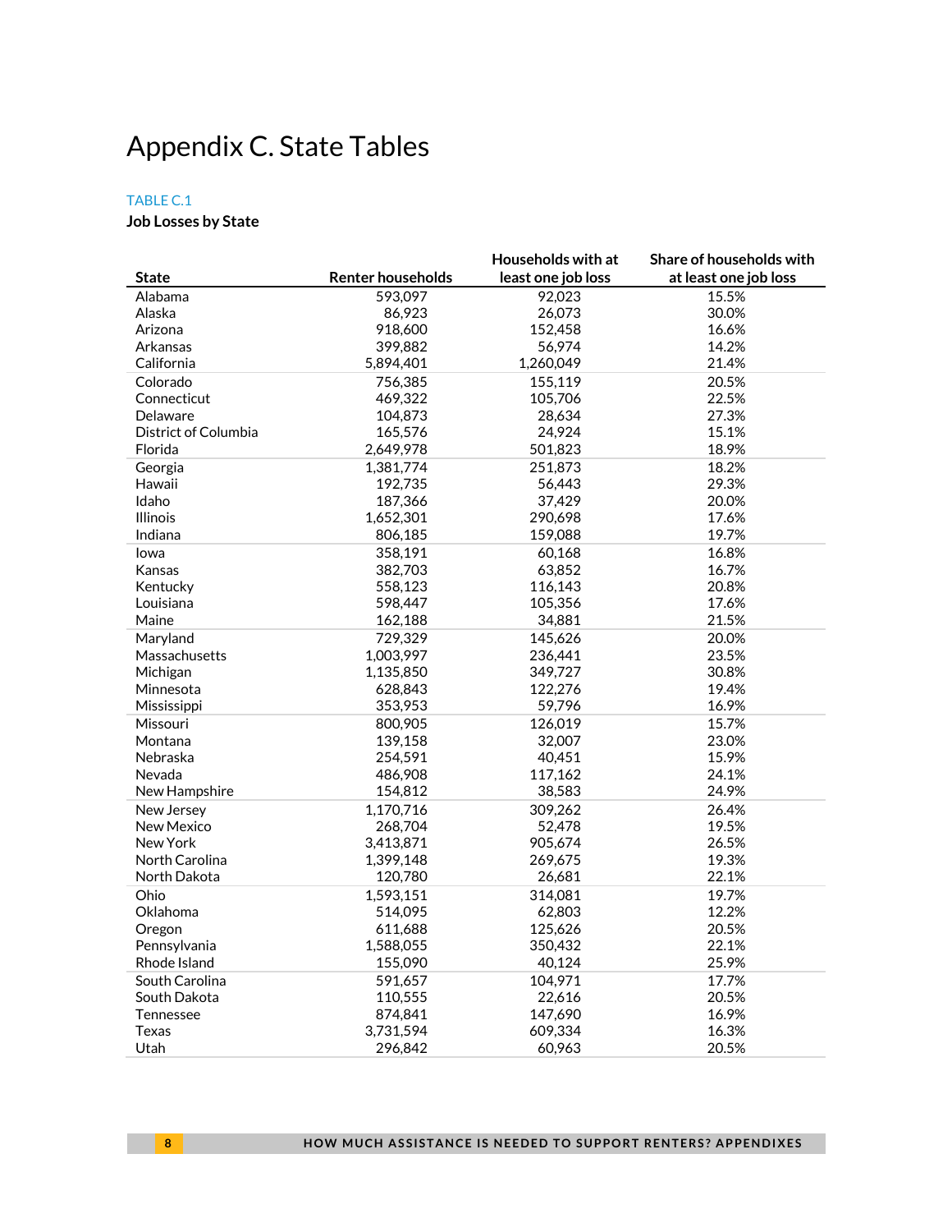# Appendix C. State Tables

TABLE C.1

**Job Losses by State**

| State | Renter households | Households with at least one job loss | Share of households with at least one job loss |
|---|---|---|---|
| Alabama | 593,097 | 92,023 | 15.5% |
| Alaska | 86,923 | 26,073 | 30.0% |
| Arizona | 918,600 | 152,458 | 16.6% |
| Arkansas | 399,882 | 56,974 | 14.2% |
| California | 5,894,401 | 1,260,049 | 21.4% |
| Colorado | 756,385 | 155,119 | 20.5% |
| Connecticut | 469,322 | 105,706 | 22.5% |
| Delaware | 104,873 | 28,634 | 27.3% |
| District of Columbia | 165,576 | 24,924 | 15.1% |
| Florida | 2,649,978 | 501,823 | 18.9% |
| Georgia | 1,381,774 | 251,873 | 18.2% |
| Hawaii | 192,735 | 56,443 | 29.3% |
| Idaho | 187,366 | 37,429 | 20.0% |
| Illinois | 1,652,301 | 290,698 | 17.6% |
| Indiana | 806,185 | 159,088 | 19.7% |
| Iowa | 358,191 | 60,168 | 16.8% |
| Kansas | 382,703 | 63,852 | 16.7% |
| Kentucky | 558,123 | 116,143 | 20.8% |
| Louisiana | 598,447 | 105,356 | 17.6% |
| Maine | 162,188 | 34,881 | 21.5% |
| Maryland | 729,329 | 145,626 | 20.0% |
| Massachusetts | 1,003,997 | 236,441 | 23.5% |
| Michigan | 1,135,850 | 349,727 | 30.8% |
| Minnesota | 628,843 | 122,276 | 19.4% |
| Mississippi | 353,953 | 59,796 | 16.9% |
| Missouri | 800,905 | 126,019 | 15.7% |
| Montana | 139,158 | 32,007 | 23.0% |
| Nebraska | 254,591 | 40,451 | 15.9% |
| Nevada | 486,908 | 117,162 | 24.1% |
| New Hampshire | 154,812 | 38,583 | 24.9% |
| New Jersey | 1,170,716 | 309,262 | 26.4% |
| New Mexico | 268,704 | 52,478 | 19.5% |
| New York | 3,413,871 | 905,674 | 26.5% |
| North Carolina | 1,399,148 | 269,675 | 19.3% |
| North Dakota | 120,780 | 26,681 | 22.1% |
| Ohio | 1,593,151 | 314,081 | 19.7% |
| Oklahoma | 514,095 | 62,803 | 12.2% |
| Oregon | 611,688 | 125,626 | 20.5% |
| Pennsylvania | 1,588,055 | 350,432 | 22.1% |
| Rhode Island | 155,090 | 40,124 | 25.9% |
| South Carolina | 591,657 | 104,971 | 17.7% |
| South Dakota | 110,555 | 22,616 | 20.5% |
| Tennessee | 874,841 | 147,690 | 16.9% |
| Texas | 3,731,594 | 609,334 | 16.3% |
| Utah | 296,842 | 60,963 | 20.5% |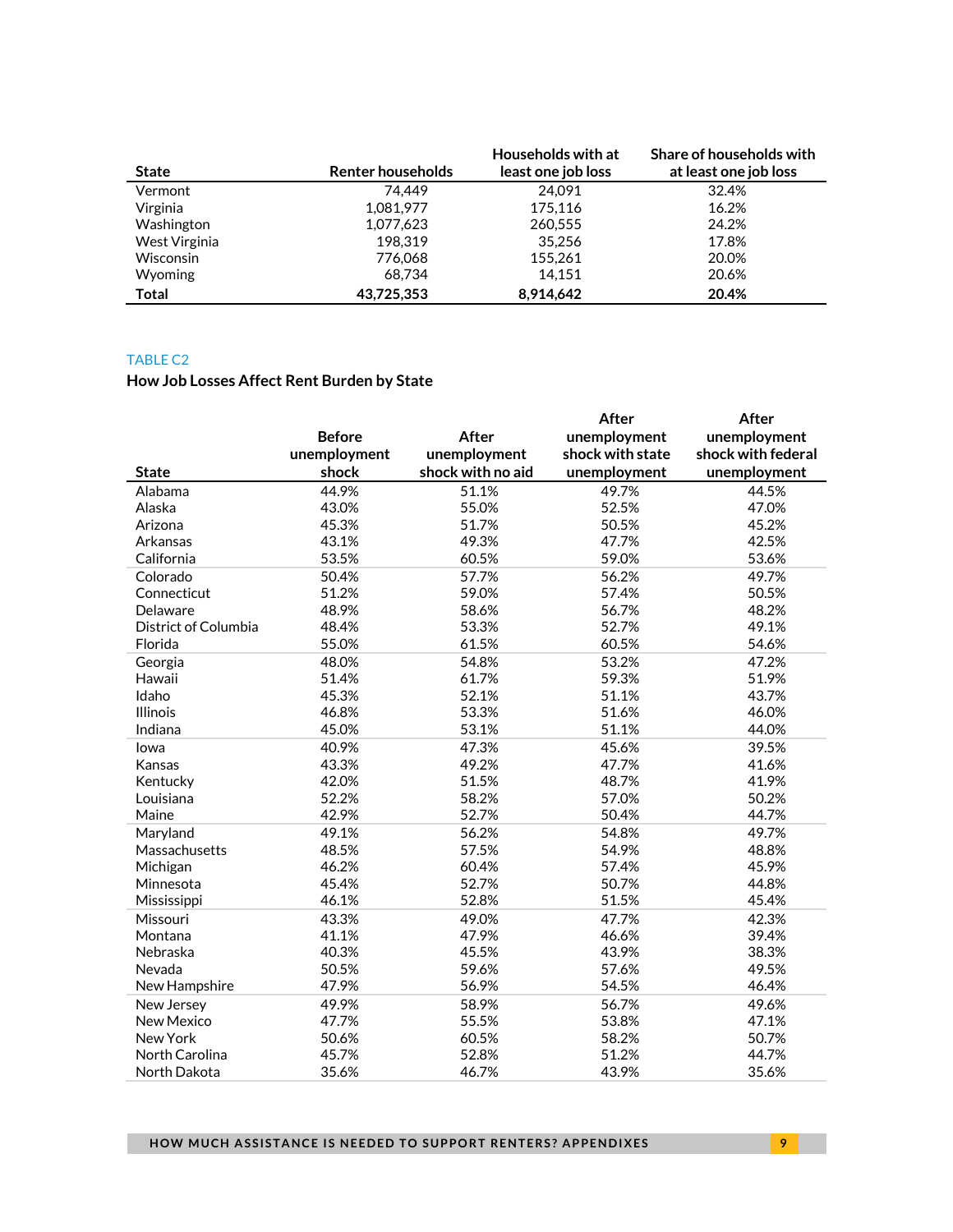| State | Renter households | Households with at least one job loss | Share of households with at least one job loss |
|---|---|---|---|
| Vermont | 74,449 | 24,091 | 32.4% |
| Virginia | 1,081,977 | 175,116 | 16.2% |
| Washington | 1,077,623 | 260,555 | 24.2% |
| West Virginia | 198,319 | 35,256 | 17.8% |
| Wisconsin | 776,068 | 155,261 | 20.0% |
| Wyoming | 68,734 | 14,151 | 20.6% |
| **Total** | **43,725,353** | **8,914,642** | **20.4%** |

TABLE C2

**How Job Losses Affect Rent Burden by State**

| State | Before unemployment shock | After unemployment shock with no aid | After unemployment shock with state unemployment | After unemployment shock with federal unemployment |
|---|---|---|---|---|
| Alabama | 44.9% | 51.1% | 49.7% | 44.5% |
| Alaska | 43.0% | 55.0% | 52.5% | 47.0% |
| Arizona | 45.3% | 51.7% | 50.5% | 45.2% |
| Arkansas | 43.1% | 49.3% | 47.7% | 42.5% |
| California | 53.5% | 60.5% | 59.0% | 53.6% |
| Colorado | 50.4% | 57.7% | 56.2% | 49.7% |
| Connecticut | 51.2% | 59.0% | 57.4% | 50.5% |
| Delaware | 48.9% | 58.6% | 56.7% | 48.2% |
| District of Columbia | 48.4% | 53.3% | 52.7% | 49.1% |
| Florida | 55.0% | 61.5% | 60.5% | 54.6% |
| Georgia | 48.0% | 54.8% | 53.2% | 47.2% |
| Hawaii | 51.4% | 61.7% | 59.3% | 51.9% |
| Idaho | 45.3% | 52.1% | 51.1% | 43.7% |
| Illinois | 46.8% | 53.3% | 51.6% | 46.0% |
| Indiana | 45.0% | 53.1% | 51.1% | 44.0% |
| Iowa | 40.9% | 47.3% | 45.6% | 39.5% |
| Kansas | 43.3% | 49.2% | 47.7% | 41.6% |
| Kentucky | 42.0% | 51.5% | 48.7% | 41.9% |
| Louisiana | 52.2% | 58.2% | 57.0% | 50.2% |
| Maine | 42.9% | 52.7% | 50.4% | 44.7% |
| Maryland | 49.1% | 56.2% | 54.8% | 49.7% |
| Massachusetts | 48.5% | 57.5% | 54.9% | 48.8% |
| Michigan | 46.2% | 60.4% | 57.4% | 45.9% |
| Minnesota | 45.4% | 52.7% | 50.7% | 44.8% |
| Mississippi | 46.1% | 52.8% | 51.5% | 45.4% |
| Missouri | 43.3% | 49.0% | 47.7% | 42.3% |
| Montana | 41.1% | 47.9% | 46.6% | 39.4% |
| Nebraska | 40.3% | 45.5% | 43.9% | 38.3% |
| Nevada | 50.5% | 59.6% | 57.6% | 49.5% |
| New Hampshire | 47.9% | 56.9% | 54.5% | 46.4% |
| New Jersey | 49.9% | 58.9% | 56.7% | 49.6% |
| New Mexico | 47.7% | 55.5% | 53.8% | 47.1% |
| New York | 50.6% | 60.5% | 58.2% | 50.7% |
| North Carolina | 45.7% | 52.8% | 51.2% | 44.7% |
| North Dakota | 35.6% | 46.7% | 43.9% | 35.6% |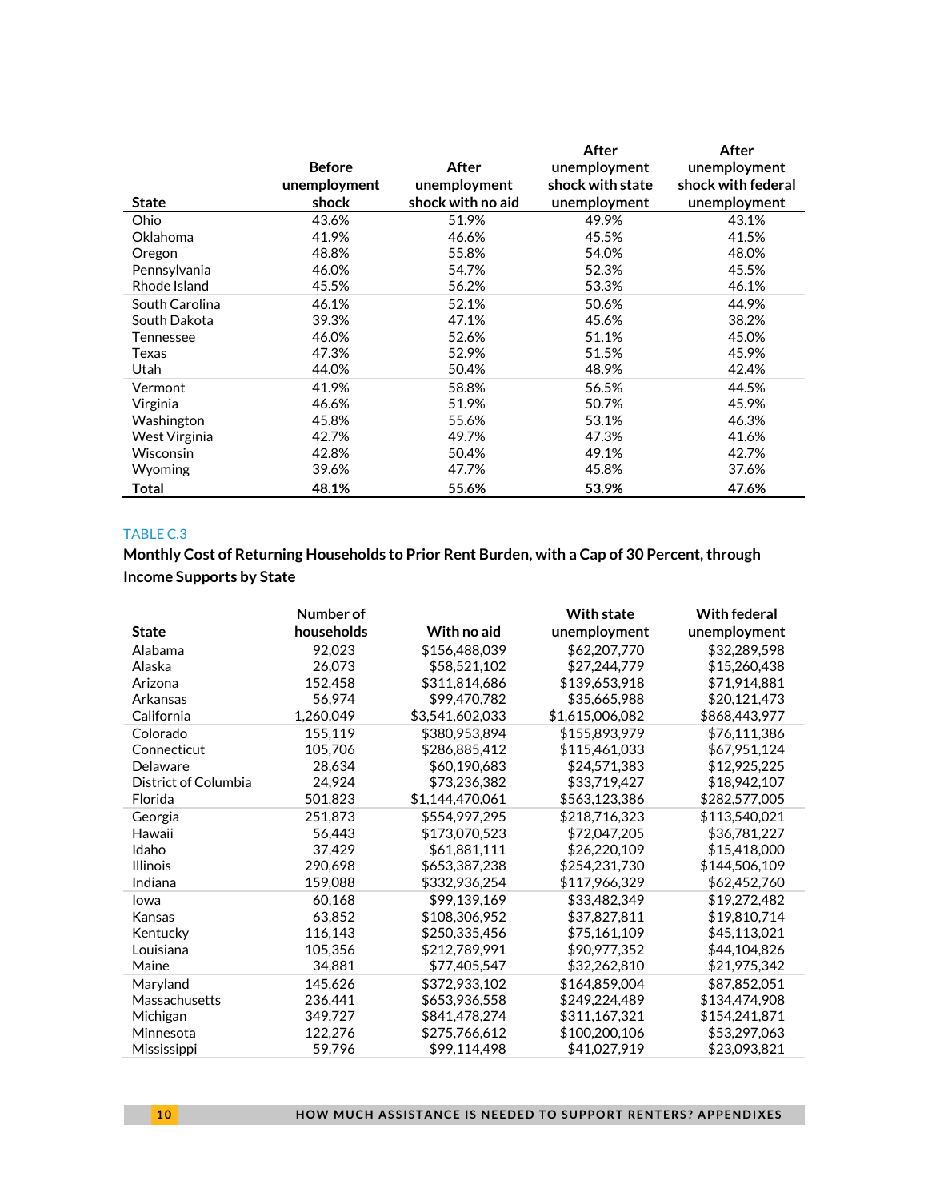| State | Before unemployment shock | After unemployment shock with no aid | After unemployment shock with state unemployment | After unemployment shock with federal unemployment |
|---|---|---|---|---|
| Ohio | 43.6% | 51.9% | 49.9% | 43.1% |
| Oklahoma | 41.9% | 46.6% | 45.5% | 41.5% |
| Oregon | 48.8% | 55.8% | 54.0% | 48.0% |
| Pennsylvania | 46.0% | 54.7% | 52.3% | 45.5% |
| Rhode Island | 45.5% | 56.2% | 53.3% | 46.1% |
| South Carolina | 46.1% | 52.1% | 50.6% | 44.9% |
| South Dakota | 39.3% | 47.1% | 45.6% | 38.2% |
| Tennessee | 46.0% | 52.6% | 51.1% | 45.0% |
| Texas | 47.3% | 52.9% | 51.5% | 45.9% |
| Utah | 44.0% | 50.4% | 48.9% | 42.4% |
| Vermont | 41.9% | 58.8% | 56.5% | 44.5% |
| Virginia | 46.6% | 51.9% | 50.7% | 45.9% |
| Washington | 45.8% | 55.6% | 53.1% | 46.3% |
| West Virginia | 42.7% | 49.7% | 47.3% | 41.6% |
| Wisconsin | 42.8% | 50.4% | 49.1% | 42.7% |
| Wyoming | 39.6% | 47.7% | 45.8% | 37.6% |
| **Total** | **48.1%** | **55.6%** | **53.9%** | **47.6%** |

TABLE C.3

**Monthly Cost of Returning Households to Prior Rent Burden, with a Cap of 30 Percent, through Income Supports by State**

| State | Number of households | With no aid | With state unemployment | With federal unemployment |
|---|---|---|---|---|
| Alabama | 92,023 | $156,488,039 | $62,207,770 | $32,289,598 |
| Alaska | 26,073 | $58,521,102 | $27,244,779 | $15,260,438 |
| Arizona | 152,458 | $311,814,686 | $139,653,918 | $71,914,881 |
| Arkansas | 56,974 | $99,470,782 | $35,665,988 | $20,121,473 |
| California | 1,260,049 | $3,541,602,033 | $1,615,006,082 | $868,443,977 |
| Colorado | 155,119 | $380,953,894 | $155,893,979 | $76,111,386 |
| Connecticut | 105,706 | $286,885,412 | $115,461,033 | $67,951,124 |
| Delaware | 28,634 | $60,190,683 | $24,571,383 | $12,925,225 |
| District of Columbia | 24,924 | $73,236,382 | $33,719,427 | $18,942,107 |
| Florida | 501,823 | $1,144,470,061 | $563,123,386 | $282,577,005 |
| Georgia | 251,873 | $554,997,295 | $218,716,323 | $113,540,021 |
| Hawaii | 56,443 | $173,070,523 | $72,047,205 | $36,781,227 |
| Idaho | 37,429 | $61,881,111 | $26,220,109 | $15,418,000 |
| Illinois | 290,698 | $653,387,238 | $254,231,730 | $144,506,109 |
| Indiana | 159,088 | $332,936,254 | $117,966,329 | $62,452,760 |
| Iowa | 60,168 | $99,139,169 | $33,482,349 | $19,272,482 |
| Kansas | 63,852 | $108,306,952 | $37,827,811 | $19,810,714 |
| Kentucky | 116,143 | $250,335,456 | $75,161,109 | $45,113,021 |
| Louisiana | 105,356 | $212,789,991 | $90,977,352 | $44,104,826 |
| Maine | 34,881 | $77,405,547 | $32,262,810 | $21,975,342 |
| Maryland | 145,626 | $372,933,102 | $164,859,004 | $87,852,051 |
| Massachusetts | 236,441 | $653,936,558 | $249,224,489 | $134,474,908 |
| Michigan | 349,727 | $841,478,274 | $311,167,321 | $154,241,871 |
| Minnesota | 122,276 | $275,766,612 | $100,200,106 | $53,297,063 |
| Mississippi | 59,796 | $99,114,498 | $41,027,919 | $23,093,821 |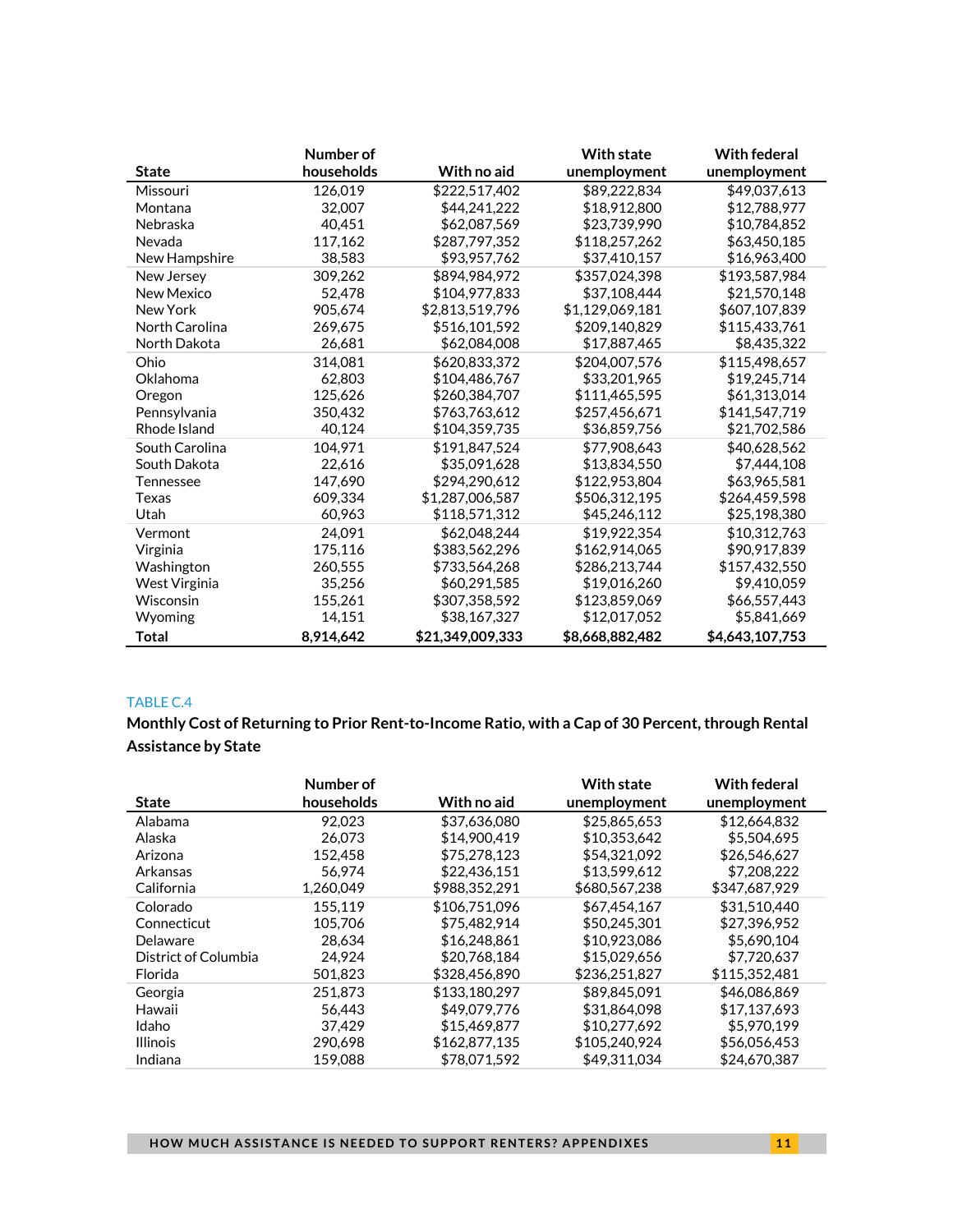| State | Number of households | With no aid | With state unemployment | With federal unemployment |
|---|---|---|---|---|
| Missouri | 126,019 | $222,517,402 | $89,222,834 | $49,037,613 |
| Montana | 32,007 | $44,241,222 | $18,912,800 | $12,788,977 |
| Nebraska | 40,451 | $62,087,569 | $23,739,990 | $10,784,852 |
| Nevada | 117,162 | $287,797,352 | $118,257,262 | $63,450,185 |
| New Hampshire | 38,583 | $93,957,762 | $37,410,157 | $16,963,400 |
| New Jersey | 309,262 | $894,984,972 | $357,024,398 | $193,587,984 |
| New Mexico | 52,478 | $104,977,833 | $37,108,444 | $21,570,148 |
| New York | 905,674 | $2,813,519,796 | $1,129,069,181 | $607,107,839 |
| North Carolina | 269,675 | $516,101,592 | $209,140,829 | $115,433,761 |
| North Dakota | 26,681 | $62,084,008 | $17,887,465 | $8,435,322 |
| Ohio | 314,081 | $620,833,372 | $204,007,576 | $115,498,657 |
| Oklahoma | 62,803 | $104,486,767 | $33,201,965 | $19,245,714 |
| Oregon | 125,626 | $260,384,707 | $111,465,595 | $61,313,014 |
| Pennsylvania | 350,432 | $763,763,612 | $257,456,671 | $141,547,719 |
| Rhode Island | 40,124 | $104,359,735 | $36,859,756 | $21,702,586 |
| South Carolina | 104,971 | $191,847,524 | $77,908,643 | $40,628,562 |
| South Dakota | 22,616 | $35,091,628 | $13,834,550 | $7,444,108 |
| Tennessee | 147,690 | $294,290,612 | $122,953,804 | $63,965,581 |
| Texas | 609,334 | $1,287,006,587 | $506,312,195 | $264,459,598 |
| Utah | 60,963 | $118,571,312 | $45,246,112 | $25,198,380 |
| Vermont | 24,091 | $62,048,244 | $19,922,354 | $10,312,763 |
| Virginia | 175,116 | $383,562,296 | $162,914,065 | $90,917,839 |
| Washington | 260,555 | $733,564,268 | $286,213,744 | $157,432,550 |
| West Virginia | 35,256 | $60,291,585 | $19,016,260 | $9,410,059 |
| Wisconsin | 155,261 | $307,358,592 | $123,859,069 | $66,557,443 |
| Wyoming | 14,151 | $38,167,327 | $12,017,052 | $5,841,669 |
| **Total** | **8,914,642** | **$21,349,009,333** | **$8,668,882,482** | **$4,643,107,753** |

TABLE C.4

**Monthly Cost of Returning to Prior Rent-to-Income Ratio, with a Cap of 30 Percent, through Rental Assistance by State**

| State | Number of households | With no aid | With state unemployment | With federal unemployment |
|---|---|---|---|---|
| Alabama | 92,023 | $37,636,080 | $25,865,653 | $12,664,832 |
| Alaska | 26,073 | $14,900,419 | $10,353,642 | $5,504,695 |
| Arizona | 152,458 | $75,278,123 | $54,321,092 | $26,546,627 |
| Arkansas | 56,974 | $22,436,151 | $13,599,612 | $7,208,222 |
| California | 1,260,049 | $988,352,291 | $680,567,238 | $347,687,929 |
| Colorado | 155,119 | $106,751,096 | $67,454,167 | $31,510,440 |
| Connecticut | 105,706 | $75,482,914 | $50,245,301 | $27,396,952 |
| Delaware | 28,634 | $16,248,861 | $10,923,086 | $5,690,104 |
| District of Columbia | 24,924 | $20,768,184 | $15,029,656 | $7,720,637 |
| Florida | 501,823 | $328,456,890 | $236,251,827 | $115,352,481 |
| Georgia | 251,873 | $133,180,297 | $89,845,091 | $46,086,869 |
| Hawaii | 56,443 | $49,079,776 | $31,864,098 | $17,137,693 |
| Idaho | 37,429 | $15,469,877 | $10,277,692 | $5,970,199 |
| Illinois | 290,698 | $162,877,135 | $105,240,924 | $56,056,453 |
| Indiana | 159,088 | $78,071,592 | $49,311,034 | $24,670,387 |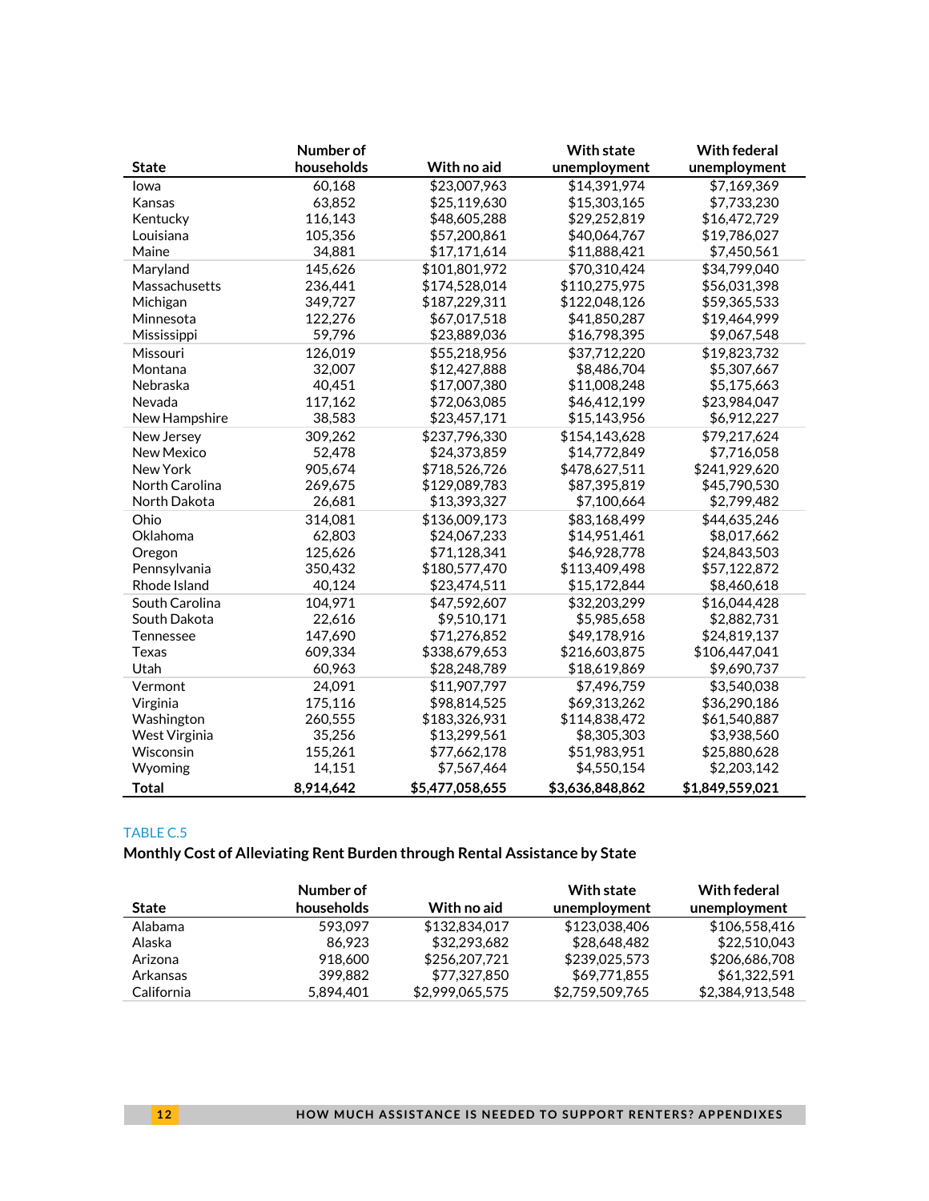| State | Number of households | With no aid | With state unemployment | With federal unemployment |
|---|---|---|---|---|
| Iowa | 60,168 | $23,007,963 | $14,391,974 | $7,169,369 |
| Kansas | 63,852 | $25,119,630 | $15,303,165 | $7,733,230 |
| Kentucky | 116,143 | $48,605,288 | $29,252,819 | $16,472,729 |
| Louisiana | 105,356 | $57,200,861 | $40,064,767 | $19,786,027 |
| Maine | 34,881 | $17,171,614 | $11,888,421 | $7,450,561 |
| Maryland | 145,626 | $101,801,972 | $70,310,424 | $34,799,040 |
| Massachusetts | 236,441 | $174,528,014 | $110,275,975 | $56,031,398 |
| Michigan | 349,727 | $187,229,311 | $122,048,126 | $59,365,533 |
| Minnesota | 122,276 | $67,017,518 | $41,850,287 | $19,464,999 |
| Mississippi | 59,796 | $23,889,036 | $16,798,395 | $9,067,548 |
| Missouri | 126,019 | $55,218,956 | $37,712,220 | $19,823,732 |
| Montana | 32,007 | $12,427,888 | $8,486,704 | $5,307,667 |
| Nebraska | 40,451 | $17,007,380 | $11,008,248 | $5,175,663 |
| Nevada | 117,162 | $72,063,085 | $46,412,199 | $23,984,047 |
| New Hampshire | 38,583 | $23,457,171 | $15,143,956 | $6,912,227 |
| New Jersey | 309,262 | $237,796,330 | $154,143,628 | $79,217,624 |
| New Mexico | 52,478 | $24,373,859 | $14,772,849 | $7,716,058 |
| New York | 905,674 | $718,526,726 | $478,627,511 | $241,929,620 |
| North Carolina | 269,675 | $129,089,783 | $87,395,819 | $45,790,530 |
| North Dakota | 26,681 | $13,393,327 | $7,100,664 | $2,799,482 |
| Ohio | 314,081 | $136,009,173 | $83,168,499 | $44,635,246 |
| Oklahoma | 62,803 | $24,067,233 | $14,951,461 | $8,017,662 |
| Oregon | 125,626 | $71,128,341 | $46,928,778 | $24,843,503 |
| Pennsylvania | 350,432 | $180,577,470 | $113,409,498 | $57,122,872 |
| Rhode Island | 40,124 | $23,474,511 | $15,172,844 | $8,460,618 |
| South Carolina | 104,971 | $47,592,607 | $32,203,299 | $16,044,428 |
| South Dakota | 22,616 | $9,510,171 | $5,985,658 | $2,882,731 |
| Tennessee | 147,690 | $71,276,852 | $49,178,916 | $24,819,137 |
| Texas | 609,334 | $338,679,653 | $216,603,875 | $106,447,041 |
| Utah | 60,963 | $28,248,789 | $18,619,869 | $9,690,737 |
| Vermont | 24,091 | $11,907,797 | $7,496,759 | $3,540,038 |
| Virginia | 175,116 | $98,814,525 | $69,313,262 | $36,290,186 |
| Washington | 260,555 | $183,326,931 | $114,838,472 | $61,540,887 |
| West Virginia | 35,256 | $13,299,561 | $8,305,303 | $3,938,560 |
| Wisconsin | 155,261 | $77,662,178 | $51,983,951 | $25,880,628 |
| Wyoming | 14,151 | $7,567,464 | $4,550,154 | $2,203,142 |
| **Total** | **8,914,642** | **$5,477,058,655** | **$3,636,848,862** | **$1,849,559,021** |

TABLE C.5

**Monthly Cost of Alleviating Rent Burden through Rental Assistance by State**

| State | Number of households | With no aid | With state unemployment | With federal unemployment |
|---|---|---|---|---|
| Alabama | 593,097 | $132,834,017 | $123,038,406 | $106,558,416 |
| Alaska | 86,923 | $32,293,682 | $28,648,482 | $22,510,043 |
| Arizona | 918,600 | $256,207,721 | $239,025,573 | $206,686,708 |
| Arkansas | 399,882 | $77,327,850 | $69,771,855 | $61,322,591 |
| California | 5,894,401 | $2,999,065,575 | $2,759,509,765 | $2,384,913,548 |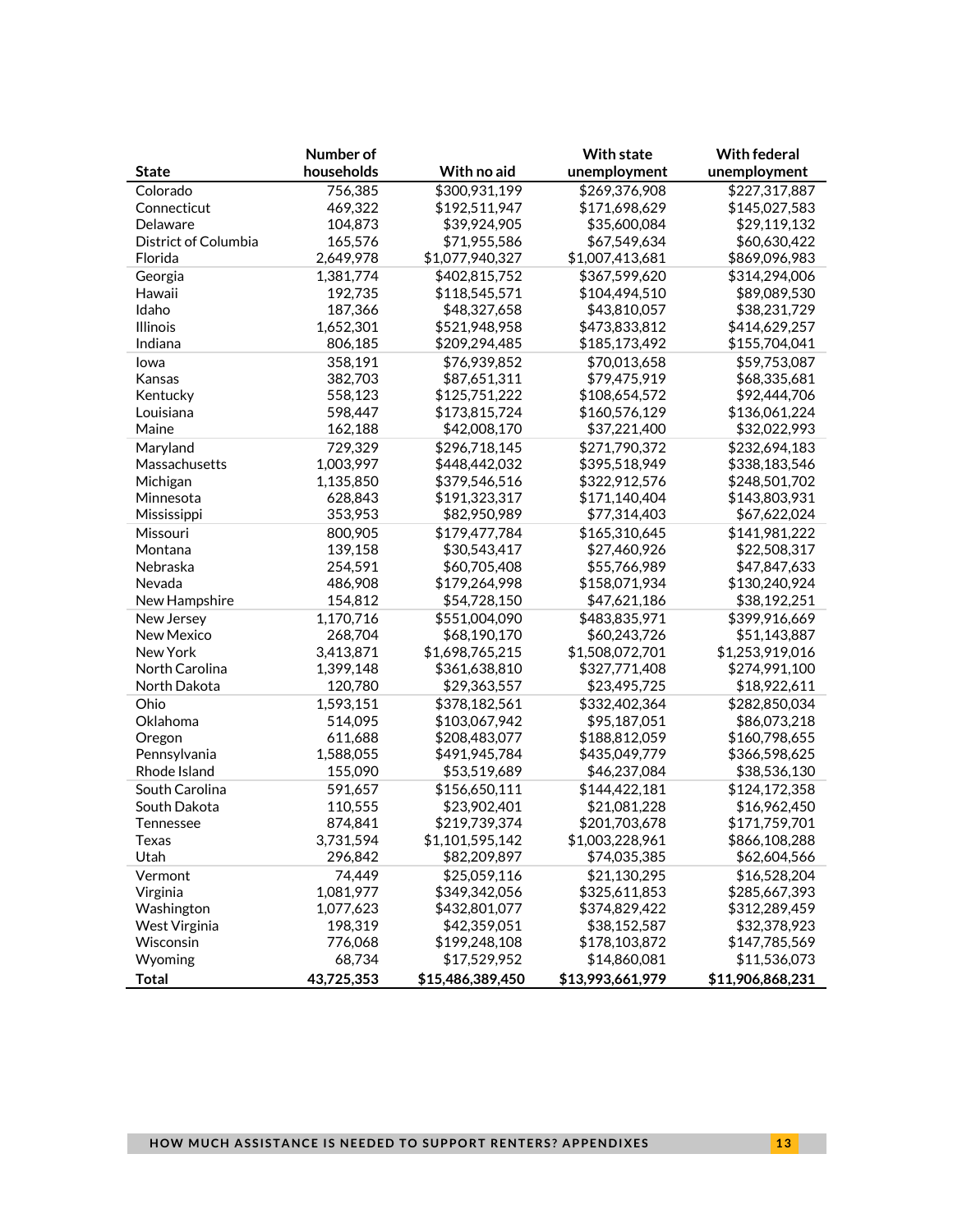| State | Number of households | With no aid | With state unemployment | With federal unemployment |
|---|---|---|---|---|
| Colorado | 756,385 | $300,931,199 | $269,376,908 | $227,317,887 |
| Connecticut | 469,322 | $192,511,947 | $171,698,629 | $145,027,583 |
| Delaware | 104,873 | $39,924,905 | $35,600,084 | $29,119,132 |
| District of Columbia | 165,576 | $71,955,586 | $67,549,634 | $60,630,422 |
| Florida | 2,649,978 | $1,077,940,327 | $1,007,413,681 | $869,096,983 |
| Georgia | 1,381,774 | $402,815,752 | $367,599,620 | $314,294,006 |
| Hawaii | 192,735 | $118,545,571 | $104,494,510 | $89,089,530 |
| Idaho | 187,366 | $48,327,658 | $43,810,057 | $38,231,729 |
| Illinois | 1,652,301 | $521,948,958 | $473,833,812 | $414,629,257 |
| Indiana | 806,185 | $209,294,485 | $185,173,492 | $155,704,041 |
| Iowa | 358,191 | $76,939,852 | $70,013,658 | $59,753,087 |
| Kansas | 382,703 | $87,651,311 | $79,475,919 | $68,335,681 |
| Kentucky | 558,123 | $125,751,222 | $108,654,572 | $92,444,706 |
| Louisiana | 598,447 | $173,815,724 | $160,576,129 | $136,061,224 |
| Maine | 162,188 | $42,008,170 | $37,221,400 | $32,022,993 |
| Maryland | 729,329 | $296,718,145 | $271,790,372 | $232,694,183 |
| Massachusetts | 1,003,997 | $448,442,032 | $395,518,949 | $338,183,546 |
| Michigan | 1,135,850 | $379,546,516 | $322,912,576 | $248,501,702 |
| Minnesota | 628,843 | $191,323,317 | $171,140,404 | $143,803,931 |
| Mississippi | 353,953 | $82,950,989 | $77,314,403 | $67,622,024 |
| Missouri | 800,905 | $179,477,784 | $165,310,645 | $141,981,222 |
| Montana | 139,158 | $30,543,417 | $27,460,926 | $22,508,317 |
| Nebraska | 254,591 | $60,705,408 | $55,766,989 | $47,847,633 |
| Nevada | 486,908 | $179,264,998 | $158,071,934 | $130,240,924 |
| New Hampshire | 154,812 | $54,728,150 | $47,621,186 | $38,192,251 |
| New Jersey | 1,170,716 | $551,004,090 | $483,835,971 | $399,916,669 |
| New Mexico | 268,704 | $68,190,170 | $60,243,726 | $51,143,887 |
| New York | 3,413,871 | $1,698,765,215 | $1,508,072,701 | $1,253,919,016 |
| North Carolina | 1,399,148 | $361,638,810 | $327,771,408 | $274,991,100 |
| North Dakota | 120,780 | $29,363,557 | $23,495,725 | $18,922,611 |
| Ohio | 1,593,151 | $378,182,561 | $332,402,364 | $282,850,034 |
| Oklahoma | 514,095 | $103,067,942 | $95,187,051 | $86,073,218 |
| Oregon | 611,688 | $208,483,077 | $188,812,059 | $160,798,655 |
| Pennsylvania | 1,588,055 | $491,945,784 | $435,049,779 | $366,598,625 |
| Rhode Island | 155,090 | $53,519,689 | $46,237,084 | $38,536,130 |
| South Carolina | 591,657 | $156,650,111 | $144,422,181 | $124,172,358 |
| South Dakota | 110,555 | $23,902,401 | $21,081,228 | $16,962,450 |
| Tennessee | 874,841 | $219,739,374 | $201,703,678 | $171,759,701 |
| Texas | 3,731,594 | $1,101,595,142 | $1,003,228,961 | $866,108,288 |
| Utah | 296,842 | $82,209,897 | $74,035,385 | $62,604,566 |
| Vermont | 74,449 | $25,059,116 | $21,130,295 | $16,528,204 |
| Virginia | 1,081,977 | $349,342,056 | $325,611,853 | $285,667,393 |
| Washington | 1,077,623 | $432,801,077 | $374,829,422 | $312,289,459 |
| West Virginia | 198,319 | $42,359,051 | $38,152,587 | $32,378,923 |
| Wisconsin | 776,068 | $199,248,108 | $178,103,872 | $147,785,569 |
| Wyoming | 68,734 | $17,529,952 | $14,860,081 | $11,536,073 |
| **Total** | **43,725,353** | **$15,486,389,450** | **$13,993,661,979** | **$11,906,868,231** |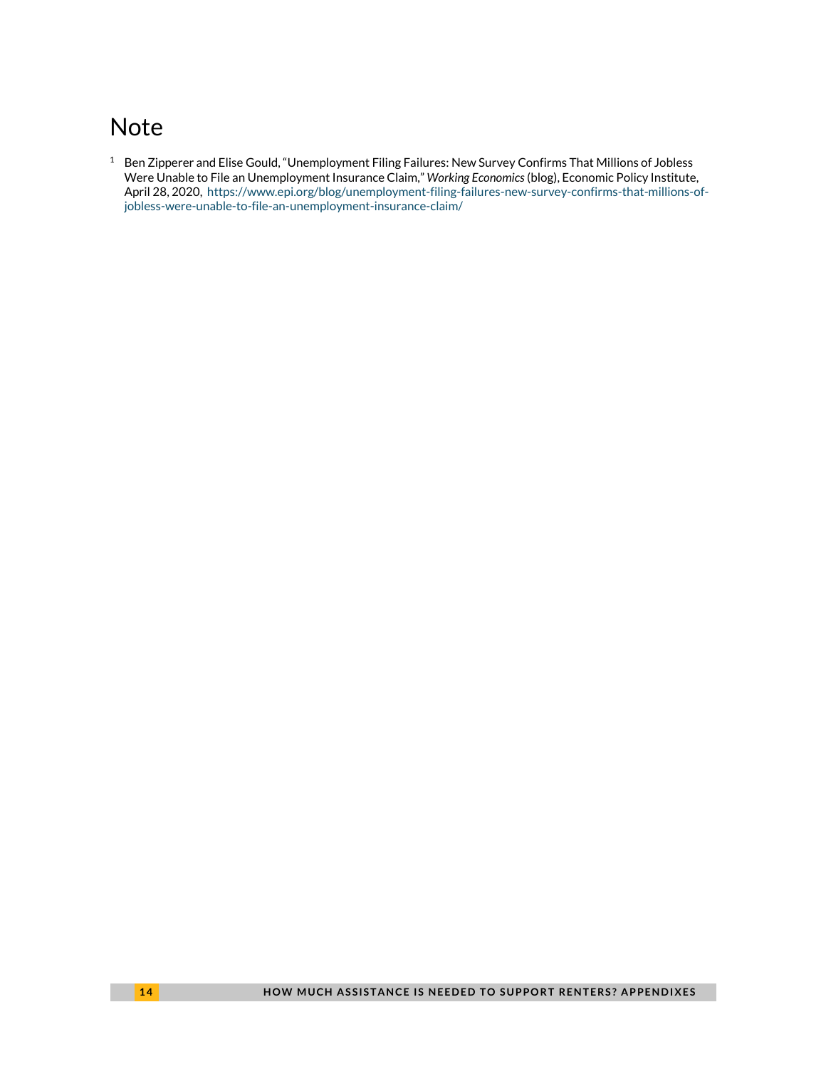# Note

[1] Ben Zipperer and Elise Gould, “Unemployment Filing Failures: New Survey Confirms That Millions of Jobless Were Unable to File an Unemployment Insurance Claim,” *Working Economics* (blog), Economic Policy Institute, April 28, 2020, https://www.epi.org/blog/unemployment-filing-failures-new-survey-confirms-that-millions-of-jobless-were-unable-to-file-an-unemployment-insurance-claim/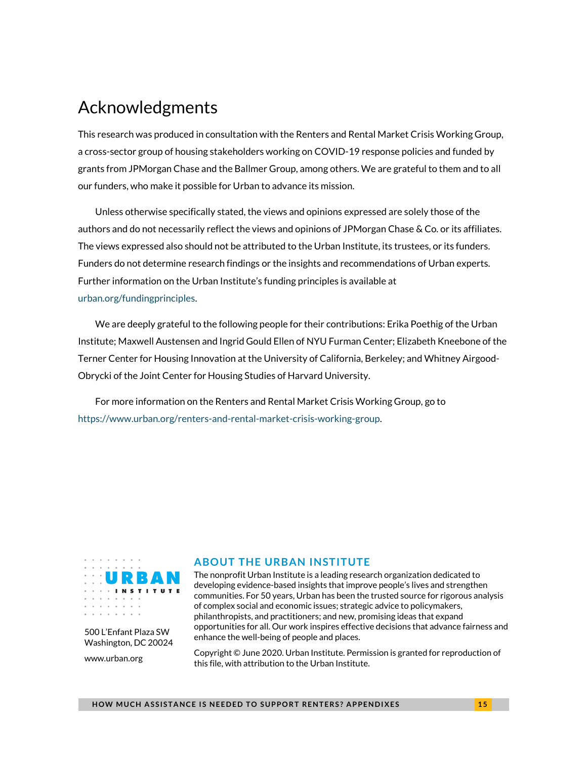# Acknowledgments

This research was produced in consultation with the Renters and Rental Market Crisis Working Group, a cross-sector group of housing stakeholders working on COVID-19 response policies and funded by grants from JPMorgan Chase and the Ballmer Group, among others. We are grateful to them and to all our funders, who make it possible for Urban to advance its mission.

Unless otherwise specifically stated, the views and opinions expressed are solely those of the authors and do not necessarily reflect the views and opinions of JPMorgan Chase & Co. or its affiliates. The views expressed also should not be attributed to the Urban Institute, its trustees, or its funders. Funders do not determine research findings or the insights and recommendations of Urban experts. Further information on the Urban Institute's funding principles is available at urban.org/fundingprinciples.

We are deeply grateful to the following people for their contributions: Erika Poethig of the Urban Institute; Maxwell Austensen and Ingrid Gould Ellen of NYU Furman Center; Elizabeth Kneebone of the Terner Center for Housing Innovation at the University of California, Berkeley; and Whitney Airgood-Obrycki of the Joint Center for Housing Studies of Harvard University.

For more information on the Renters and Rental Market Crisis Working Group, go to https://www.urban.org/renters-and-rental-market-crisis-working-group.

URBAN INSTITUTE

500 L'Enfant Plaza SW
Washington, DC 20024

www.urban.org

## ABOUT THE URBAN INSTITUTE

The nonprofit Urban Institute is a leading research organization dedicated to developing evidence-based insights that improve people's lives and strengthen communities. For 50 years, Urban has been the trusted source for rigorous analysis of complex social and economic issues; strategic advice to policymakers, philanthropists, and practitioners; and new, promising ideas that expand opportunities for all. Our work inspires effective decisions that advance fairness and enhance the well-being of people and places.

Copyright © June 2020. Urban Institute. Permission is granted for reproduction of this file, with attribution to the Urban Institute.